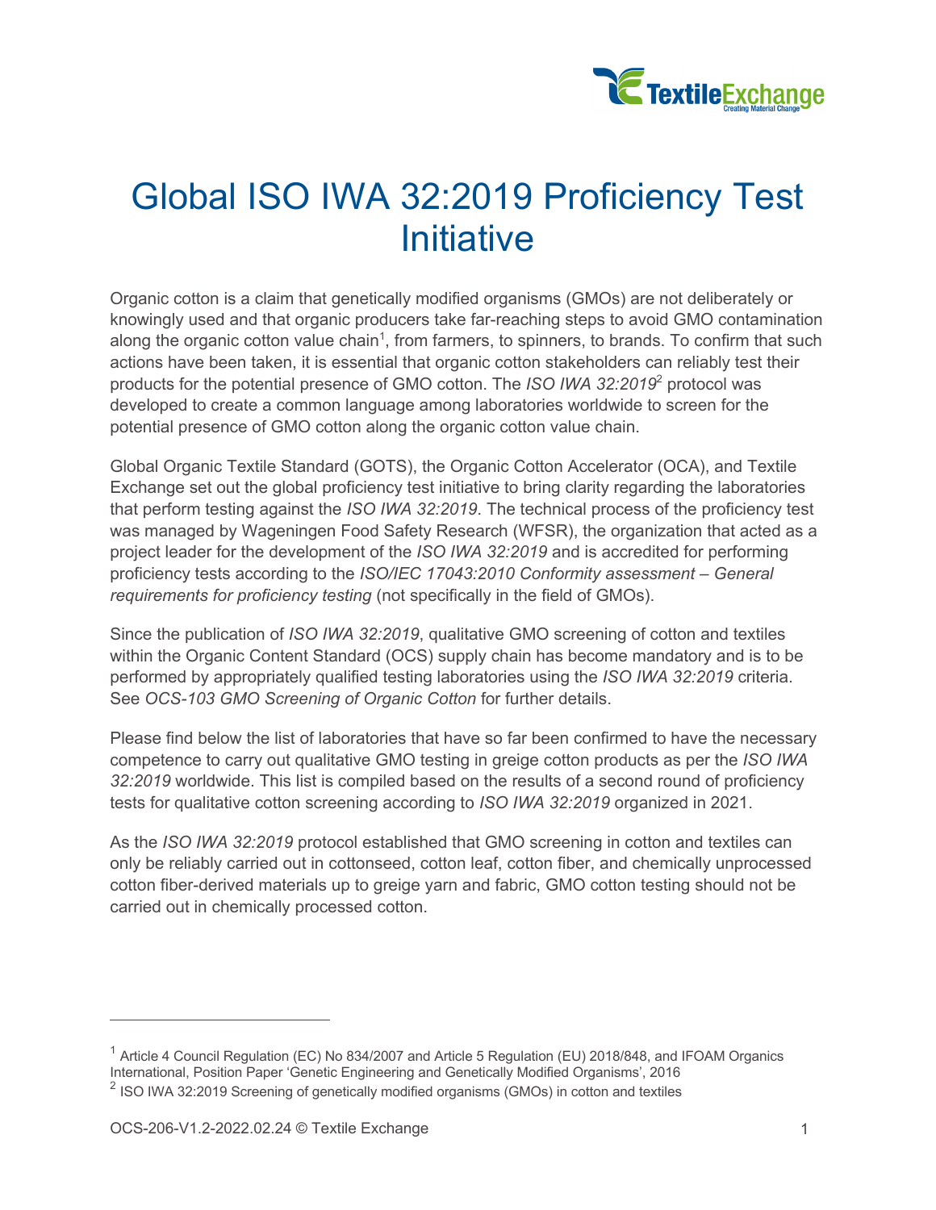# Global ISO IWA 32:2019 Proficiency Test Initiative

Organic cotton is a claim that genetically modified organisms (GMOs) are not deliberately or knowingly used and that organic producers take far-reaching steps to avoid GMO contamination along the organic cotton value chain[1], from farmers, to spinners, to brands. To confirm that such actions have been taken, it is essential that organic cotton stakeholders can reliably test their products for the potential presence of GMO cotton. The *ISO IWA 32:2019*[2] protocol was developed to create a common language among laboratories worldwide to screen for the potential presence of GMO cotton along the organic cotton value chain.

Global Organic Textile Standard (GOTS), the Organic Cotton Accelerator (OCA), and Textile Exchange set out the global proficiency test initiative to bring clarity regarding the laboratories that perform testing against the *ISO IWA 32:2019*. The technical process of the proficiency test was managed by Wageningen Food Safety Research (WFSR), the organization that acted as a project leader for the development of the *ISO IWA 32:2019* and is accredited for performing proficiency tests according to the *ISO/IEC 17043:2010 Conformity assessment – General requirements for proficiency testing* (not specifically in the field of GMOs).

Since the publication of *ISO IWA 32:2019*, qualitative GMO screening of cotton and textiles within the Organic Content Standard (OCS) supply chain has become mandatory and is to be performed by appropriately qualified testing laboratories using the *ISO IWA 32:2019* criteria. See *OCS-103 GMO Screening of Organic Cotton* for further details.

Please find below the list of laboratories that have so far been confirmed to have the necessary competence to carry out qualitative GMO testing in greige cotton products as per the *ISO IWA 32:2019* worldwide. This list is compiled based on the results of a second round of proficiency tests for qualitative cotton screening according to *ISO IWA 32:2019* organized in 2021.

As the *ISO IWA 32:2019* protocol established that GMO screening in cotton and textiles can only be reliably carried out in cottonseed, cotton leaf, cotton fiber, and chemically unprocessed cotton fiber-derived materials up to greige yarn and fabric, GMO cotton testing should not be carried out in chemically processed cotton.

---

[1] Article 4 Council Regulation (EC) No 834/2007 and Article 5 Regulation (EU) 2018/848, and IFOAM Organics International, Position Paper 'Genetic Engineering and Genetically Modified Organisms', 2016

[2] ISO IWA 32:2019 Screening of genetically modified organisms (GMOs) in cotton and textiles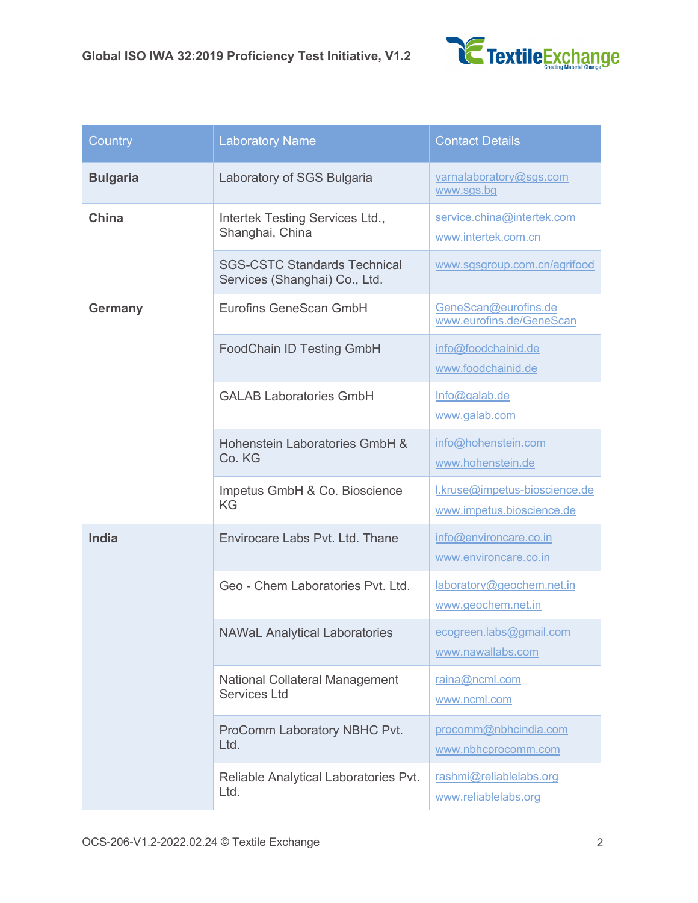| Country | Laboratory Name | Contact Details |
|---|---|---|
| **Bulgaria** | Laboratory of SGS Bulgaria | varnalaboratory@sgs.com www.sgs.bg |
| **China** | Intertek Testing Services Ltd., Shanghai, China | service.china@intertek.com www.intertek.com.cn |
| | SGS-CSTC Standards Technical Services (Shanghai) Co., Ltd. | www.sgsgroup.com.cn/agrifood |
| **Germany** | Eurofins GeneScan GmbH | GeneScan@eurofins.de www.eurofins.de/GeneScan |
| | FoodChain ID Testing GmbH | info@foodchainid.de www.foodchainid.de |
| | GALAB Laboratories GmbH | Info@galab.de www.galab.com |
| | Hohenstein Laboratories GmbH & Co. KG | info@hohenstein.com www.hohenstein.de |
| | Impetus GmbH & Co. Bioscience KG | l.kruse@impetus-bioscience.de www.impetus.bioscience.de |
| **India** | Envirocare Labs Pvt. Ltd. Thane | info@environcare.co.in www.environcare.co.in |
| | Geo - Chem Laboratories Pvt. Ltd. | laboratory@geochem.net.in www.geochem.net.in |
| | NAWaL Analytical Laboratories | ecogreen.labs@gmail.com www.nawallabs.com |
| | National Collateral Management Services Ltd | raina@ncml.com www.ncml.com |
| | ProComm Laboratory NBHC Pvt. Ltd. | procomm@nbhcindia.com www.nbhcprocomm.com |
| | Reliable Analytical Laboratories Pvt. Ltd. | rashmi@reliablelabs.org www.reliablelabs.org |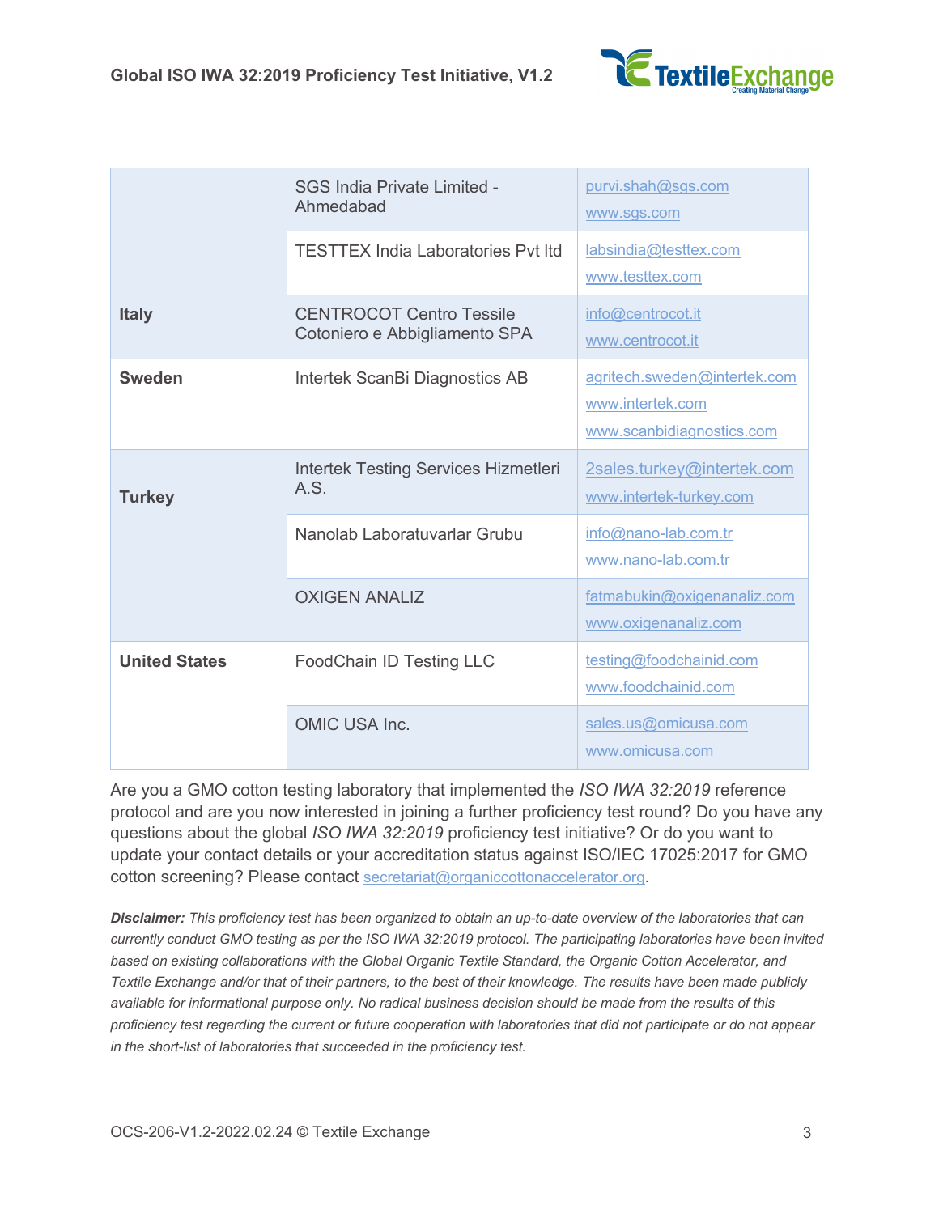| | | |
|---|---|---|
| | SGS India Private Limited - Ahmedabad | purvi.shah@sgs.com<br>www.sgs.com |
| | TESTTEX India Laboratories Pvt ltd | labsindia@testtex.com<br>www.testtex.com |
| **Italy** | CENTROCOT Centro Tessile Cotoniero e Abbigliamento SPA | info@centrocot.it<br>www.centrocot.it |
| **Sweden** | Intertek ScanBi Diagnostics AB | agritech.sweden@intertek.com<br>www.intertek.com<br>www.scanbidiagnostics.com |
| **Turkey** | Intertek Testing Services Hizmetleri A.S. | 2sales.turkey@intertek.com<br>www.intertek-turkey.com |
| | Nanolab Laboratuvarlar Grubu | info@nano-lab.com.tr<br>www.nano-lab.com.tr |
| | OXIGEN ANALIZ | fatmabukin@oxigenanaliz.com<br>www.oxigenanaliz.com |
| **United States** | FoodChain ID Testing LLC | testing@foodchainid.com<br>www.foodchainid.com |
| | OMIC USA Inc. | sales.us@omicusa.com<br>www.omicusa.com |

Are you a GMO cotton testing laboratory that implemented the *ISO IWA 32:2019* reference protocol and are you now interested in joining a further proficiency test round? Do you have any questions about the global *ISO IWA 32:2019* proficiency test initiative? Or do you want to update your contact details or your accreditation status against ISO/IEC 17025:2017 for GMO cotton screening? Please contact secretariat@organiccottonaccelerator.org.

***Disclaimer:*** *This proficiency test has been organized to obtain an up-to-date overview of the laboratories that can currently conduct GMO testing as per the ISO IWA 32:2019 protocol. The participating laboratories have been invited based on existing collaborations with the Global Organic Textile Standard, the Organic Cotton Accelerator, and Textile Exchange and/or that of their partners, to the best of their knowledge. The results have been made publicly available for informational purpose only. No radical business decision should be made from the results of this proficiency test regarding the current or future cooperation with laboratories that did not participate or do not appear in the short-list of laboratories that succeeded in the proficiency test.*